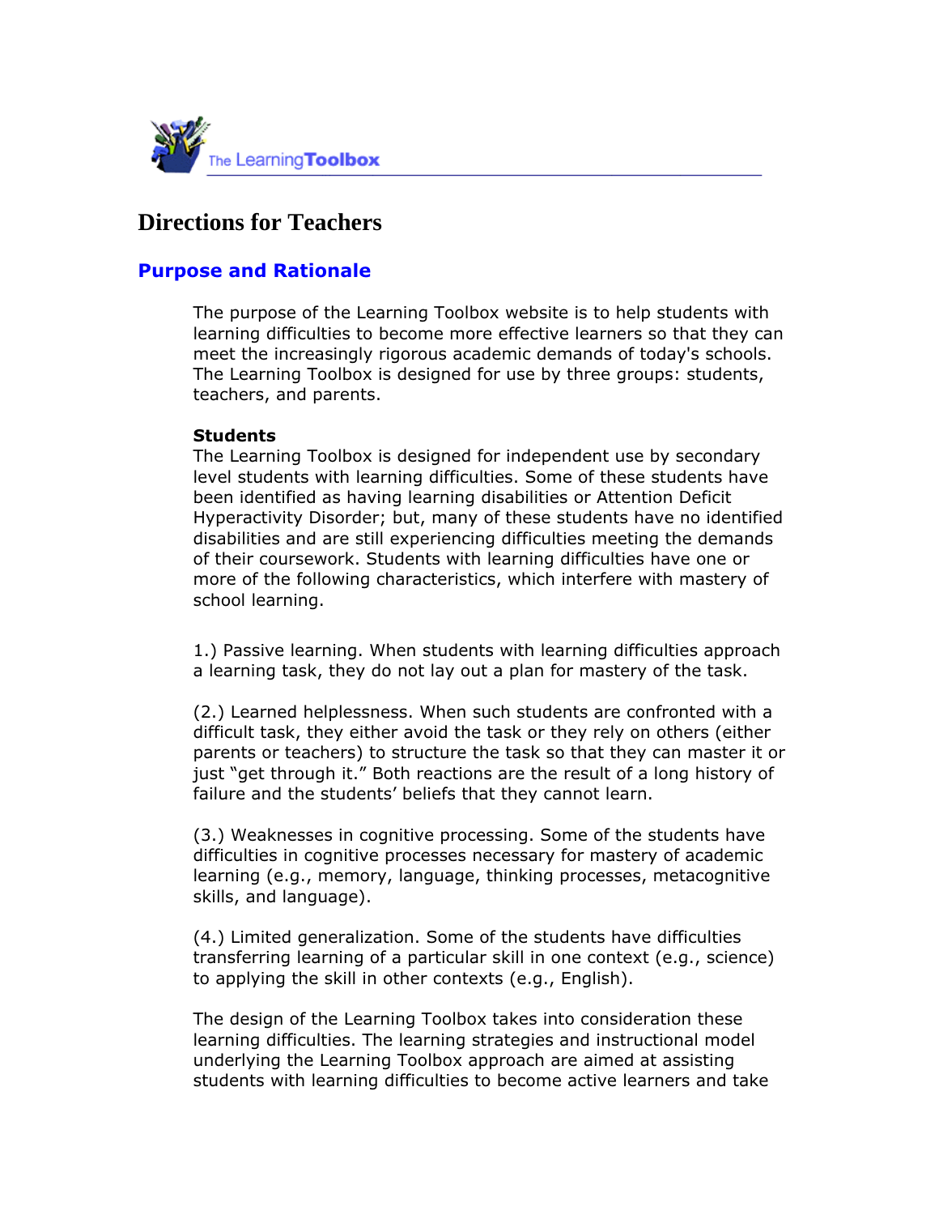The Learning**Toolbox**

# Directions for Teachers

## Purpose and Rationale

The purpose of the Learning Toolbox website is to help students with learning difficulties to become more effective learners so that they can meet the increasingly rigorous academic demands of today's schools. The Learning Toolbox is designed for use by three groups: students, teachers, and parents.

**Students**
The Learning Toolbox is designed for independent use by secondary level students with learning difficulties. Some of these students have been identified as having learning disabilities or Attention Deficit Hyperactivity Disorder; but, many of these students have no identified disabilities and are still experiencing difficulties meeting the demands of their coursework. Students with learning difficulties have one or more of the following characteristics, which interfere with mastery of school learning.

1.) Passive learning. When students with learning difficulties approach a learning task, they do not lay out a plan for mastery of the task.

(2.) Learned helplessness. When such students are confronted with a difficult task, they either avoid the task or they rely on others (either parents or teachers) to structure the task so that they can master it or just "get through it." Both reactions are the result of a long history of failure and the students' beliefs that they cannot learn.

(3.) Weaknesses in cognitive processing. Some of the students have difficulties in cognitive processes necessary for mastery of academic learning (e.g., memory, language, thinking processes, metacognitive skills, and language).

(4.) Limited generalization. Some of the students have difficulties transferring learning of a particular skill in one context (e.g., science) to applying the skill in other contexts (e.g., English).

The design of the Learning Toolbox takes into consideration these learning difficulties. The learning strategies and instructional model underlying the Learning Toolbox approach are aimed at assisting students with learning difficulties to become active learners and take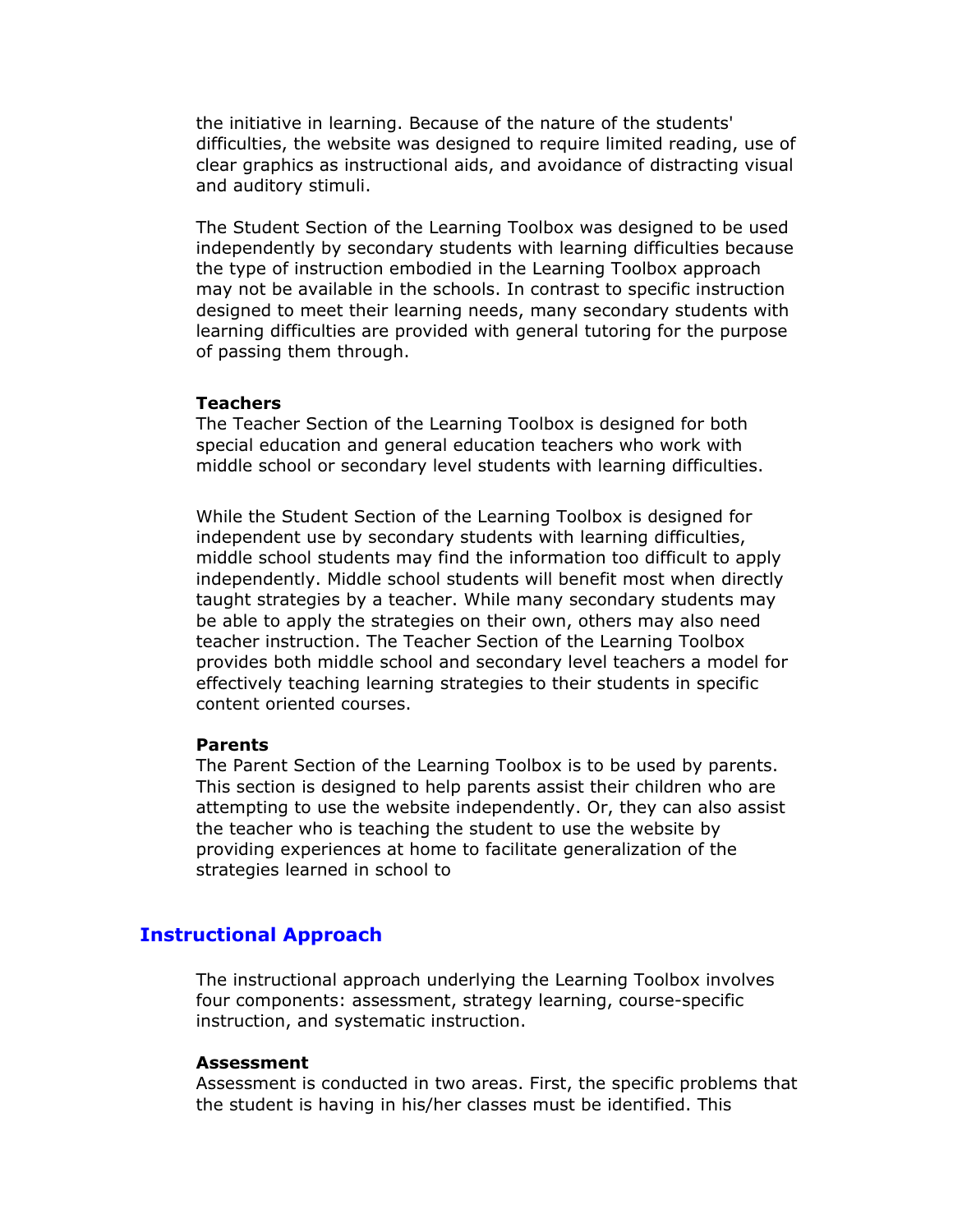the initiative in learning. Because of the nature of the students' difficulties, the website was designed to require limited reading, use of clear graphics as instructional aids, and avoidance of distracting visual and auditory stimuli.

The Student Section of the Learning Toolbox was designed to be used independently by secondary students with learning difficulties because the type of instruction embodied in the Learning Toolbox approach may not be available in the schools. In contrast to specific instruction designed to meet their learning needs, many secondary students with learning difficulties are provided with general tutoring for the purpose of passing them through.

**Teachers**
The Teacher Section of the Learning Toolbox is designed for both special education and general education teachers who work with middle school or secondary level students with learning difficulties.

While the Student Section of the Learning Toolbox is designed for independent use by secondary students with learning difficulties, middle school students may find the information too difficult to apply independently. Middle school students will benefit most when directly taught strategies by a teacher. While many secondary students may be able to apply the strategies on their own, others may also need teacher instruction. The Teacher Section of the Learning Toolbox provides both middle school and secondary level teachers a model for effectively teaching learning strategies to their students in specific content oriented courses.

**Parents**
The Parent Section of the Learning Toolbox is to be used by parents. This section is designed to help parents assist their children who are attempting to use the website independently. Or, they can also assist the teacher who is teaching the student to use the website by providing experiences at home to facilitate generalization of the strategies learned in school to

## Instructional Approach

The instructional approach underlying the Learning Toolbox involves four components: assessment, strategy learning, course-specific instruction, and systematic instruction.

**Assessment**
Assessment is conducted in two areas. First, the specific problems that the student is having in his/her classes must be identified. This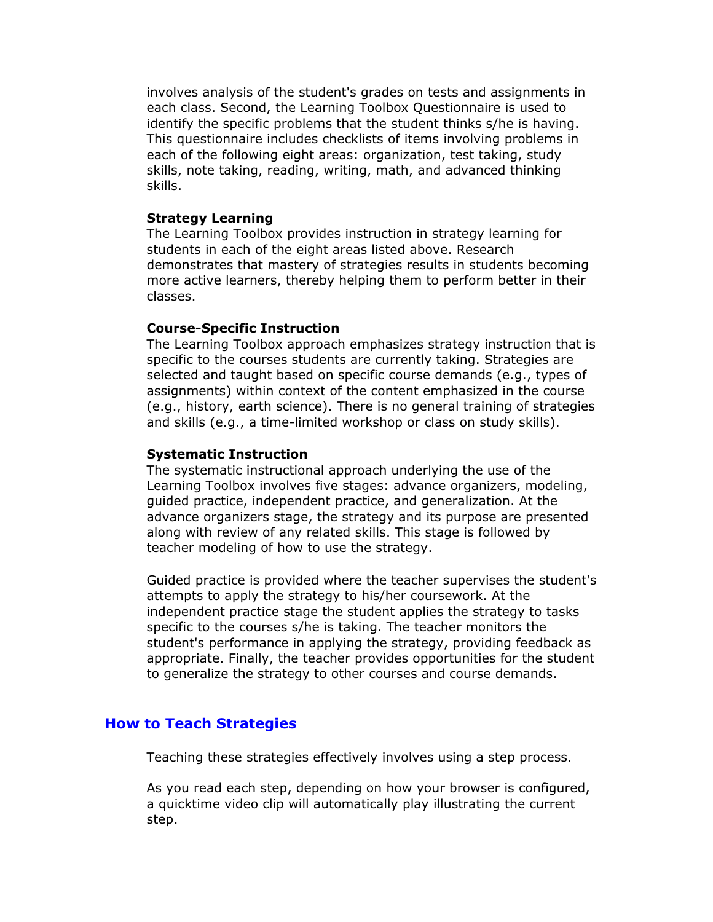involves analysis of the student's grades on tests and assignments in each class. Second, the Learning Toolbox Questionnaire is used to identify the specific problems that the student thinks s/he is having. This questionnaire includes checklists of items involving problems in each of the following eight areas: organization, test taking, study skills, note taking, reading, writing, math, and advanced thinking skills.

**Strategy Learning**
The Learning Toolbox provides instruction in strategy learning for students in each of the eight areas listed above. Research demonstrates that mastery of strategies results in students becoming more active learners, thereby helping them to perform better in their classes.

**Course-Specific Instruction**
The Learning Toolbox approach emphasizes strategy instruction that is specific to the courses students are currently taking. Strategies are selected and taught based on specific course demands (e.g., types of assignments) within context of the content emphasized in the course (e.g., history, earth science). There is no general training of strategies and skills (e.g., a time-limited workshop or class on study skills).

**Systematic Instruction**
The systematic instructional approach underlying the use of the Learning Toolbox involves five stages: advance organizers, modeling, guided practice, independent practice, and generalization. At the advance organizers stage, the strategy and its purpose are presented along with review of any related skills. This stage is followed by teacher modeling of how to use the strategy.

Guided practice is provided where the teacher supervises the student's attempts to apply the strategy to his/her coursework. At the independent practice stage the student applies the strategy to tasks specific to the courses s/he is taking. The teacher monitors the student's performance in applying the strategy, providing feedback as appropriate. Finally, the teacher provides opportunities for the student to generalize the strategy to other courses and course demands.

## How to Teach Strategies

Teaching these strategies effectively involves using a step process.

As you read each step, depending on how your browser is configured, a quicktime video clip will automatically play illustrating the current step.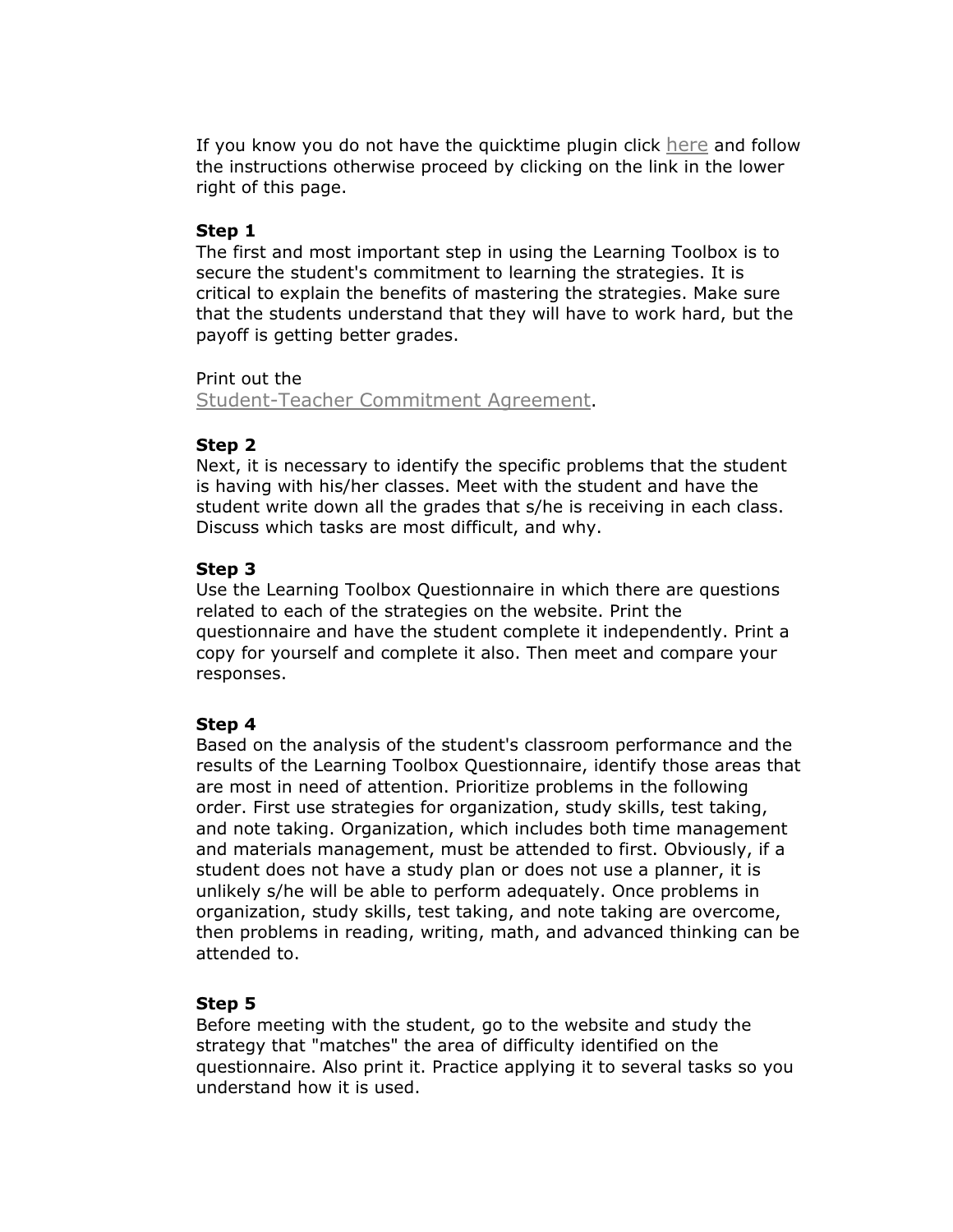If you know you do not have the quicktime plugin click here and follow the instructions otherwise proceed by clicking on the link in the lower right of this page.

**Step 1**
The first and most important step in using the Learning Toolbox is to secure the student's commitment to learning the strategies. It is critical to explain the benefits of mastering the strategies. Make sure that the students understand that they will have to work hard, but the payoff is getting better grades.

Print out the
Student-Teacher Commitment Agreement.

**Step 2**
Next, it is necessary to identify the specific problems that the student is having with his/her classes. Meet with the student and have the student write down all the grades that s/he is receiving in each class. Discuss which tasks are most difficult, and why.

**Step 3**
Use the Learning Toolbox Questionnaire in which there are questions related to each of the strategies on the website. Print the questionnaire and have the student complete it independently. Print a copy for yourself and complete it also. Then meet and compare your responses.

**Step 4**
Based on the analysis of the student's classroom performance and the results of the Learning Toolbox Questionnaire, identify those areas that are most in need of attention. Prioritize problems in the following order. First use strategies for organization, study skills, test taking, and note taking. Organization, which includes both time management and materials management, must be attended to first. Obviously, if a student does not have a study plan or does not use a planner, it is unlikely s/he will be able to perform adequately. Once problems in organization, study skills, test taking, and note taking are overcome, then problems in reading, writing, math, and advanced thinking can be attended to.

**Step 5**
Before meeting with the student, go to the website and study the strategy that "matches" the area of difficulty identified on the questionnaire. Also print it. Practice applying it to several tasks so you understand how it is used.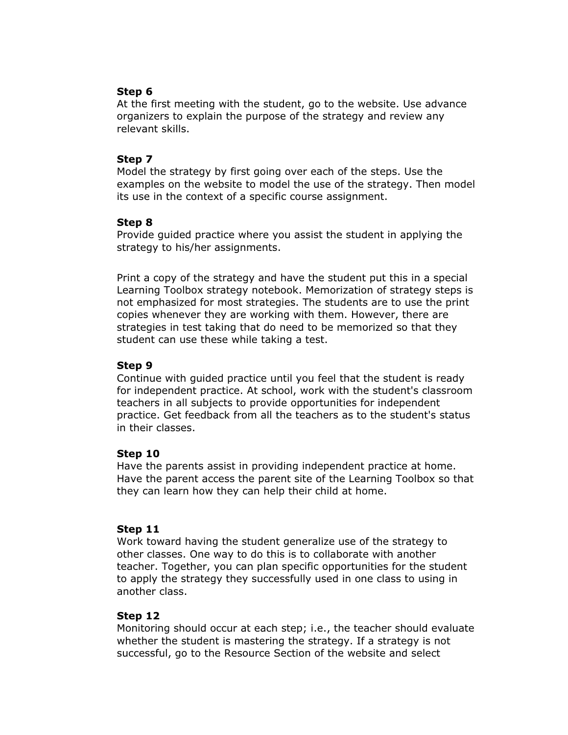**Step 6**
At the first meeting with the student, go to the website. Use advance organizers to explain the purpose of the strategy and review any relevant skills.

**Step 7**
Model the strategy by first going over each of the steps. Use the examples on the website to model the use of the strategy. Then model its use in the context of a specific course assignment.

**Step 8**
Provide guided practice where you assist the student in applying the strategy to his/her assignments.

Print a copy of the strategy and have the student put this in a special Learning Toolbox strategy notebook. Memorization of strategy steps is not emphasized for most strategies. The students are to use the print copies whenever they are working with them. However, there are strategies in test taking that do need to be memorized so that they student can use these while taking a test.

**Step 9**
Continue with guided practice until you feel that the student is ready for independent practice. At school, work with the student's classroom teachers in all subjects to provide opportunities for independent practice. Get feedback from all the teachers as to the student's status in their classes.

**Step 10**
Have the parents assist in providing independent practice at home. Have the parent access the parent site of the Learning Toolbox so that they can learn how they can help their child at home.

**Step 11**
Work toward having the student generalize use of the strategy to other classes. One way to do this is to collaborate with another teacher. Together, you can plan specific opportunities for the student to apply the strategy they successfully used in one class to using in another class.

**Step 12**
Monitoring should occur at each step; i.e., the teacher should evaluate whether the student is mastering the strategy. If a strategy is not successful, go to the Resource Section of the website and select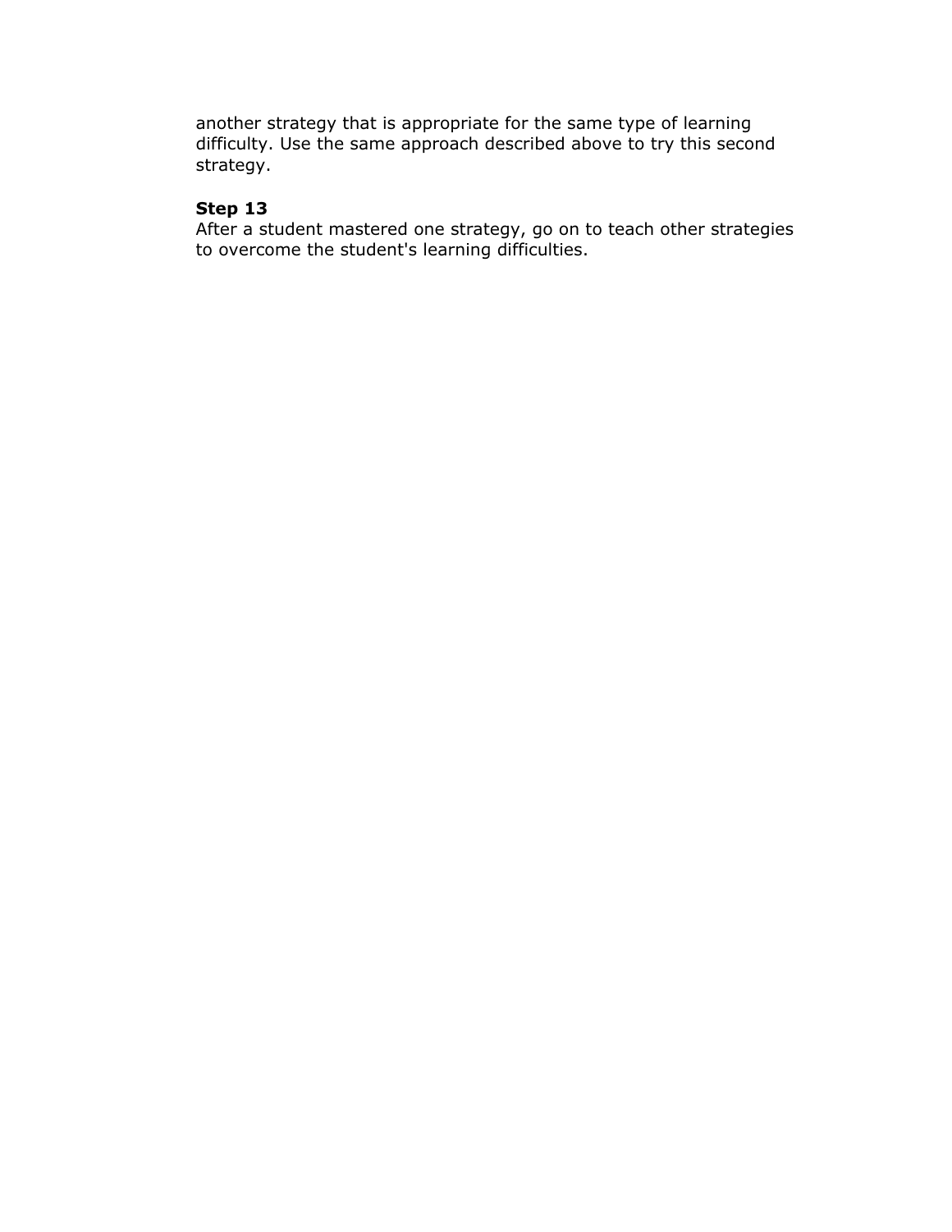another strategy that is appropriate for the same type of learning difficulty. Use the same approach described above to try this second strategy.

**Step 13**
After a student mastered one strategy, go on to teach other strategies to overcome the student's learning difficulties.